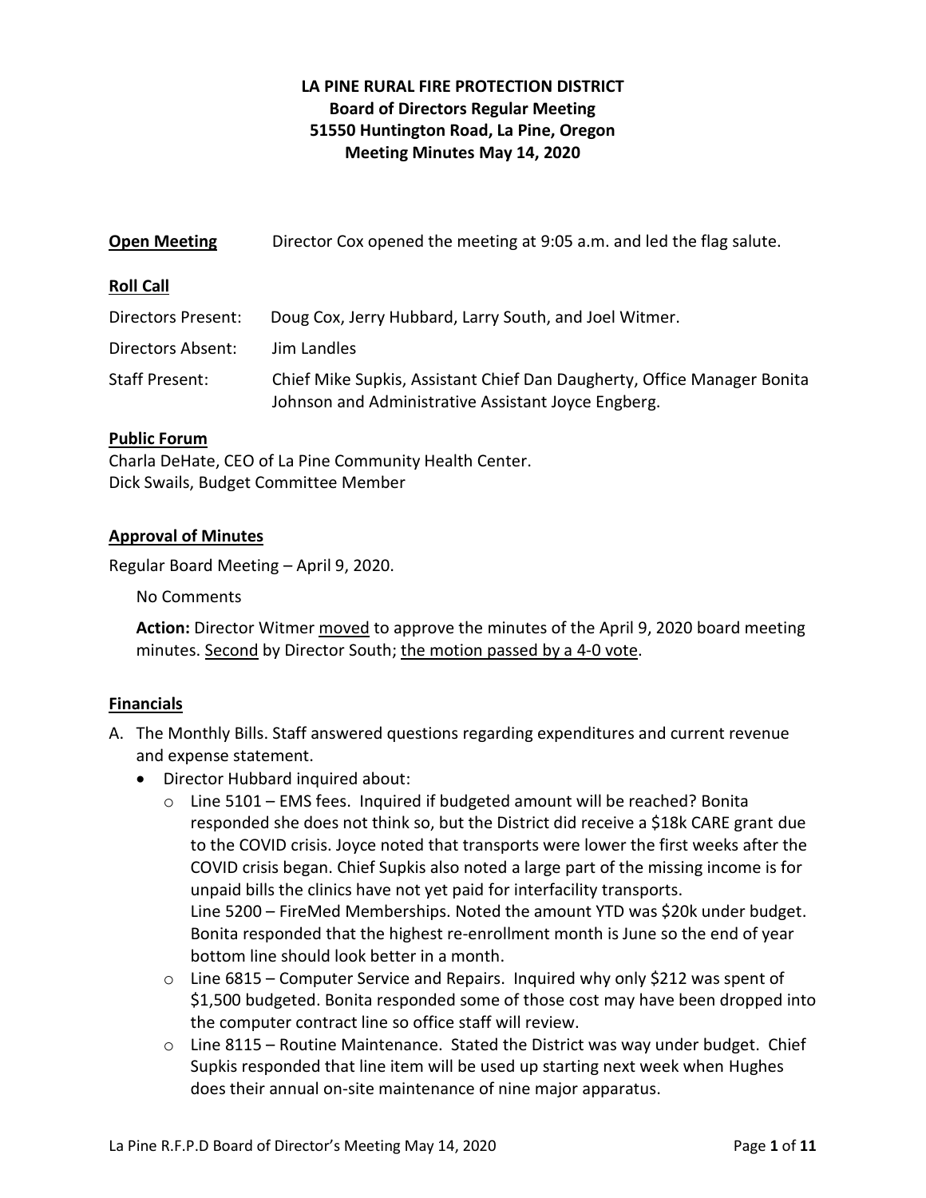# LA PINE RURAL FIRE PROTECTION DISTRICT
## Board of Directors Regular Meeting
## 51550 Huntington Road, La Pine, Oregon
## Meeting Minutes May 14, 2020

**Open Meeting** Director Cox opened the meeting at 9:05 a.m. and led the flag salute.

**Roll Call**

Directors Present: Doug Cox, Jerry Hubbard, Larry South, and Joel Witmer.

Directors Absent: Jim Landles

Staff Present: Chief Mike Supkis, Assistant Chief Dan Daugherty, Office Manager Bonita Johnson and Administrative Assistant Joyce Engberg.

**Public Forum**

Charla DeHate, CEO of La Pine Community Health Center.
Dick Swails, Budget Committee Member

**Approval of Minutes**

Regular Board Meeting – April 9, 2020.

No Comments

**Action:** Director Witmer moved to approve the minutes of the April 9, 2020 board meeting minutes. Second by Director South; the motion passed by a 4-0 vote.

**Financials**

A. The Monthly Bills. Staff answered questions regarding expenditures and current revenue and expense statement.
   - Director Hubbard inquired about:
     - Line 5101 – EMS fees. Inquired if budgeted amount will be reached? Bonita responded she does not think so, but the District did receive a $18k CARE grant due to the COVID crisis. Joyce noted that transports were lower the first weeks after the COVID crisis began. Chief Supkis also noted a large part of the missing income is for unpaid bills the clinics have not yet paid for interfacility transports.
       Line 5200 – FireMed Memberships. Noted the amount YTD was $20k under budget. Bonita responded that the highest re-enrollment month is June so the end of year bottom line should look better in a month.
     - Line 6815 – Computer Service and Repairs. Inquired why only $212 was spent of $1,500 budgeted. Bonita responded some of those cost may have been dropped into the computer contract line so office staff will review.
     - Line 8115 – Routine Maintenance. Stated the District was way under budget. Chief Supkis responded that line item will be used up starting next week when Hughes does their annual on-site maintenance of nine major apparatus.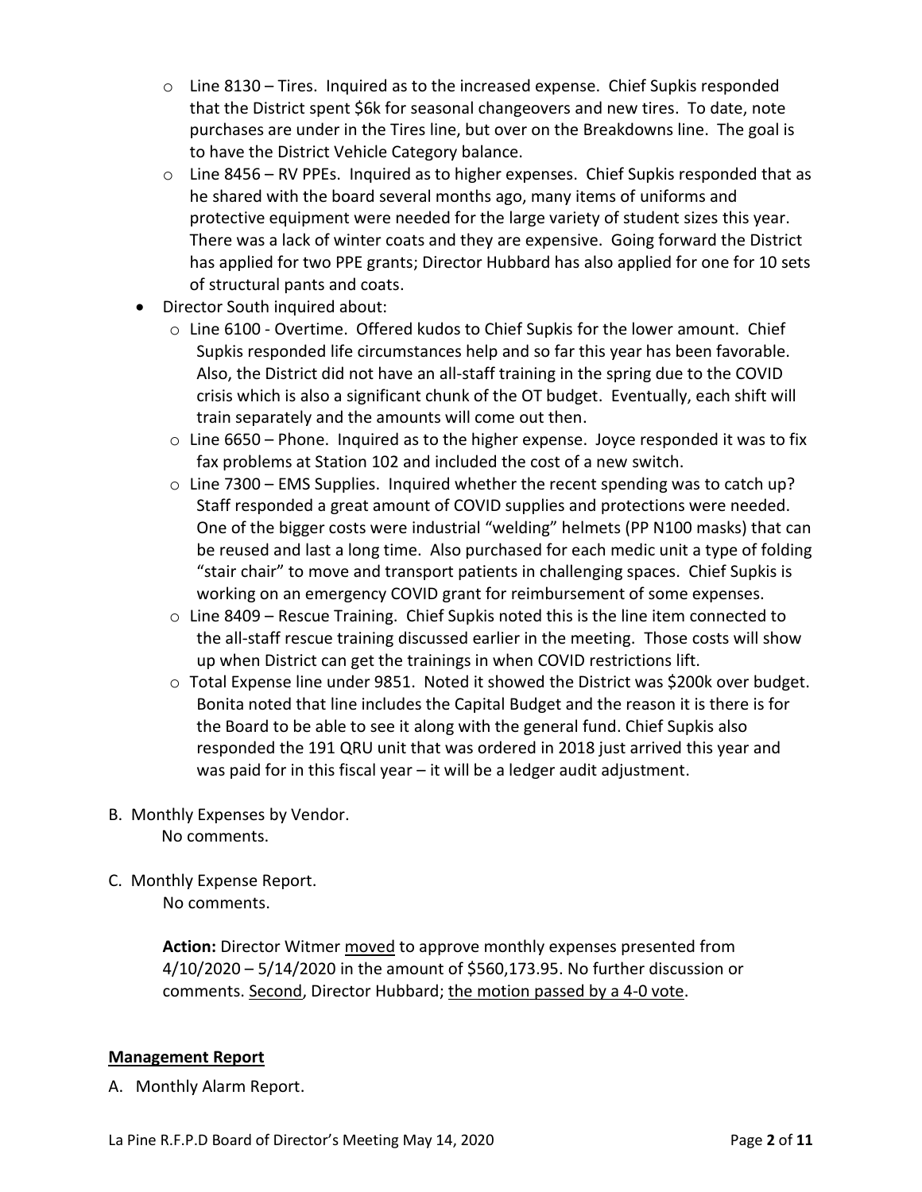- Line 8130 – Tires. Inquired as to the increased expense. Chief Supkis responded that the District spent $6k for seasonal changeovers and new tires. To date, note purchases are under in the Tires line, but over on the Breakdowns line. The goal is to have the District Vehicle Category balance.
  - Line 8456 – RV PPEs. Inquired as to higher expenses. Chief Supkis responded that as he shared with the board several months ago, many items of uniforms and protective equipment were needed for the large variety of student sizes this year. There was a lack of winter coats and they are expensive. Going forward the District has applied for two PPE grants; Director Hubbard has also applied for one for 10 sets of structural pants and coats.
- Director South inquired about:
  - Line 6100 - Overtime. Offered kudos to Chief Supkis for the lower amount. Chief Supkis responded life circumstances help and so far this year has been favorable. Also, the District did not have an all-staff training in the spring due to the COVID crisis which is also a significant chunk of the OT budget. Eventually, each shift will train separately and the amounts will come out then.
  - Line 6650 – Phone. Inquired as to the higher expense. Joyce responded it was to fix fax problems at Station 102 and included the cost of a new switch.
  - Line 7300 – EMS Supplies. Inquired whether the recent spending was to catch up? Staff responded a great amount of COVID supplies and protections were needed. One of the bigger costs were industrial "welding" helmets (PP N100 masks) that can be reused and last a long time. Also purchased for each medic unit a type of folding "stair chair" to move and transport patients in challenging spaces. Chief Supkis is working on an emergency COVID grant for reimbursement of some expenses.
  - Line 8409 – Rescue Training. Chief Supkis noted this is the line item connected to the all-staff rescue training discussed earlier in the meeting. Those costs will show up when District can get the trainings in when COVID restrictions lift.
  - Total Expense line under 9851. Noted it showed the District was $200k over budget. Bonita noted that line includes the Capital Budget and the reason it is there is for the Board to be able to see it along with the general fund. Chief Supkis also responded the 191 QRU unit that was ordered in 2018 just arrived this year and was paid for in this fiscal year – it will be a ledger audit adjustment.

B. Monthly Expenses by Vendor.
No comments.

C. Monthly Expense Report.
No comments.

**Action:** Director Witmer moved to approve monthly expenses presented from 4/10/2020 – 5/14/2020 in the amount of $560,173.95. No further discussion or comments. Second, Director Hubbard; the motion passed by a 4-0 vote.

## Management Report

A. Monthly Alarm Report.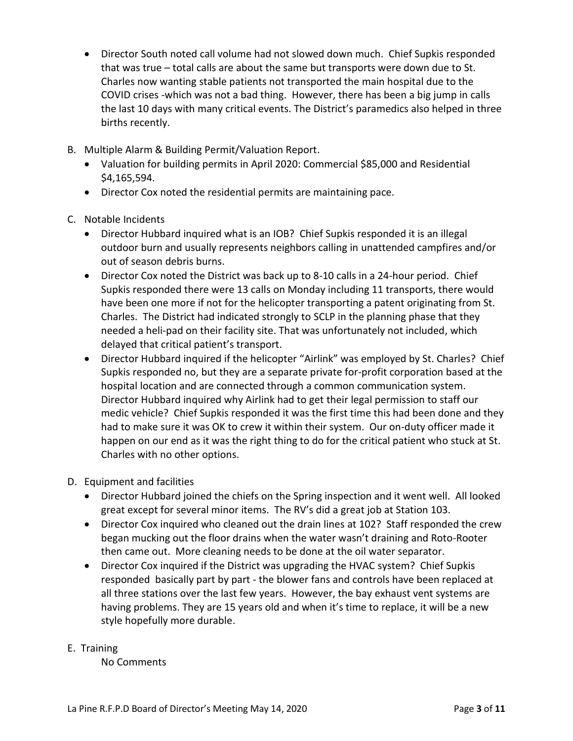- Director South noted call volume had not slowed down much. Chief Supkis responded that was true – total calls are about the same but transports were down due to St. Charles now wanting stable patients not transported the main hospital due to the COVID crises -which was not a bad thing. However, there has been a big jump in calls the last 10 days with many critical events. The District's paramedics also helped in three births recently.

B. Multiple Alarm & Building Permit/Valuation Report.
   - Valuation for building permits in April 2020: Commercial $85,000 and Residential $4,165,594.
   - Director Cox noted the residential permits are maintaining pace.

C. Notable Incidents
   - Director Hubbard inquired what is an IOB? Chief Supkis responded it is an illegal outdoor burn and usually represents neighbors calling in unattended campfires and/or out of season debris burns.
   - Director Cox noted the District was back up to 8-10 calls in a 24-hour period. Chief Supkis responded there were 13 calls on Monday including 11 transports, there would have been one more if not for the helicopter transporting a patent originating from St. Charles. The District had indicated strongly to SCLP in the planning phase that they needed a heli-pad on their facility site. That was unfortunately not included, which delayed that critical patient's transport.
   - Director Hubbard inquired if the helicopter "Airlink" was employed by St. Charles? Chief Supkis responded no, but they are a separate private for-profit corporation based at the hospital location and are connected through a common communication system. Director Hubbard inquired why Airlink had to get their legal permission to staff our medic vehicle? Chief Supkis responded it was the first time this had been done and they had to make sure it was OK to crew it within their system. Our on-duty officer made it happen on our end as it was the right thing to do for the critical patient who stuck at St. Charles with no other options.

D. Equipment and facilities
   - Director Hubbard joined the chiefs on the Spring inspection and it went well. All looked great except for several minor items. The RV's did a great job at Station 103.
   - Director Cox inquired who cleaned out the drain lines at 102? Staff responded the crew began mucking out the floor drains when the water wasn't draining and Roto-Rooter then came out. More cleaning needs to be done at the oil water separator.
   - Director Cox inquired if the District was upgrading the HVAC system? Chief Supkis responded basically part by part - the blower fans and controls have been replaced at all three stations over the last few years. However, the bay exhaust vent systems are having problems. They are 15 years old and when it's time to replace, it will be a new style hopefully more durable.

E. Training

   No Comments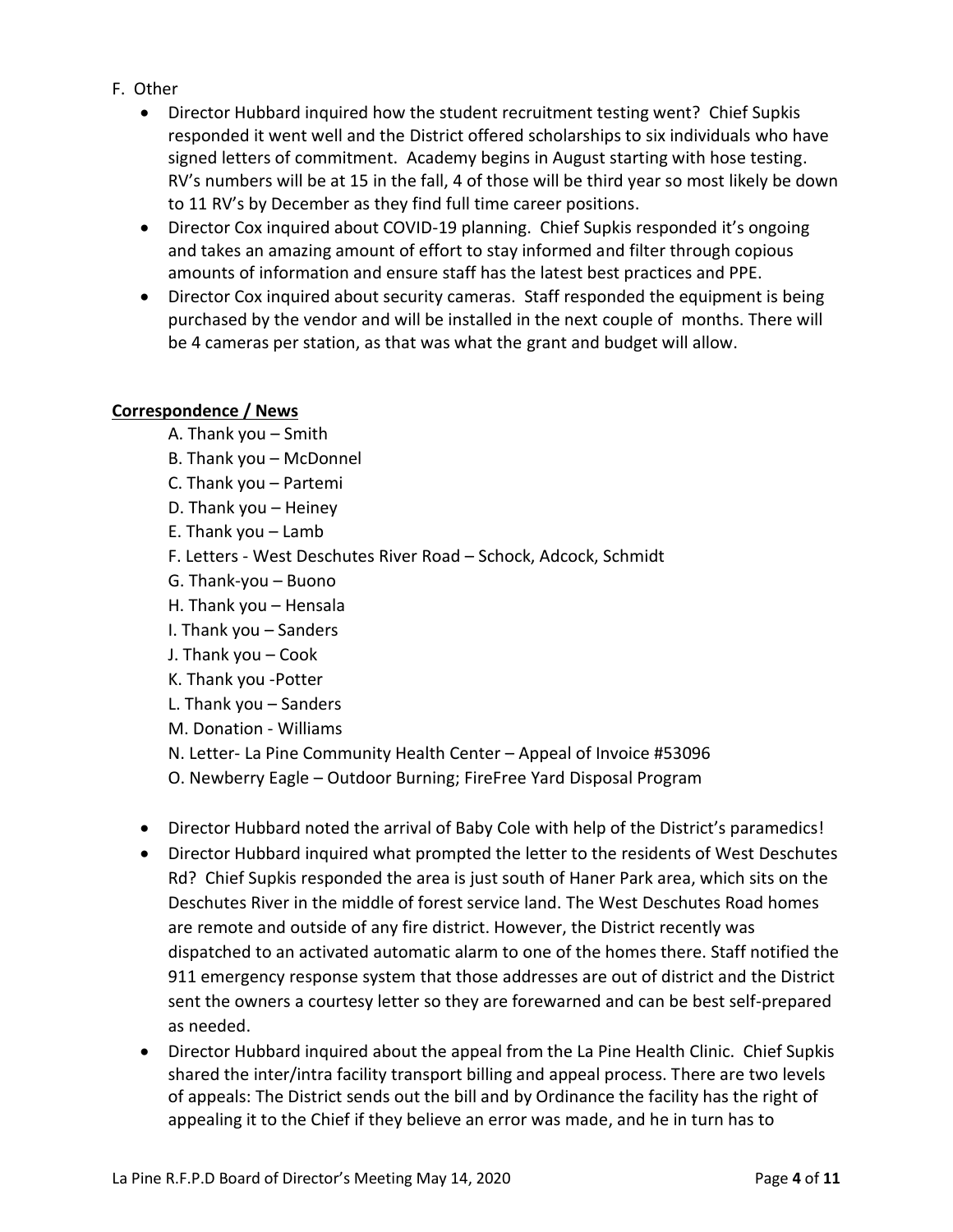F. Other

- Director Hubbard inquired how the student recruitment testing went? Chief Supkis responded it went well and the District offered scholarships to six individuals who have signed letters of commitment. Academy begins in August starting with hose testing. RV's numbers will be at 15 in the fall, 4 of those will be third year so most likely be down to 11 RV's by December as they find full time career positions.
- Director Cox inquired about COVID-19 planning. Chief Supkis responded it's ongoing and takes an amazing amount of effort to stay informed and filter through copious amounts of information and ensure staff has the latest best practices and PPE.
- Director Cox inquired about security cameras. Staff responded the equipment is being purchased by the vendor and will be installed in the next couple of months. There will be 4 cameras per station, as that was what the grant and budget will allow.

**Correspondence / News**

A. Thank you – Smith
B. Thank you – McDonnel
C. Thank you – Partemi
D. Thank you – Heiney
E. Thank you – Lamb
F. Letters - West Deschutes River Road – Schock, Adcock, Schmidt
G. Thank-you – Buono
H. Thank you – Hensala
I. Thank you – Sanders
J. Thank you – Cook
K. Thank you -Potter
L. Thank you – Sanders
M. Donation - Williams
N. Letter- La Pine Community Health Center – Appeal of Invoice #53096
O. Newberry Eagle – Outdoor Burning; FireFree Yard Disposal Program

- Director Hubbard noted the arrival of Baby Cole with help of the District's paramedics!
- Director Hubbard inquired what prompted the letter to the residents of West Deschutes Rd? Chief Supkis responded the area is just south of Haner Park area, which sits on the Deschutes River in the middle of forest service land. The West Deschutes Road homes are remote and outside of any fire district. However, the District recently was dispatched to an activated automatic alarm to one of the homes there. Staff notified the 911 emergency response system that those addresses are out of district and the District sent the owners a courtesy letter so they are forewarned and can be best self-prepared as needed.
- Director Hubbard inquired about the appeal from the La Pine Health Clinic. Chief Supkis shared the inter/intra facility transport billing and appeal process. There are two levels of appeals: The District sends out the bill and by Ordinance the facility has the right of appealing it to the Chief if they believe an error was made, and he in turn has to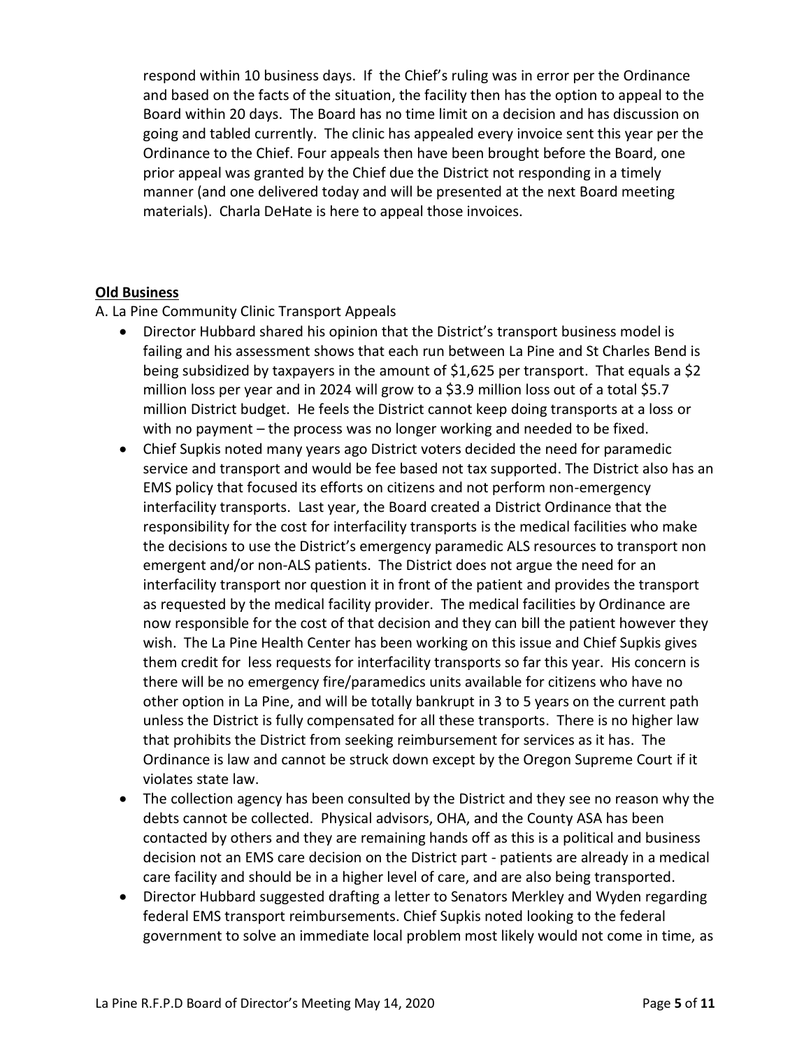respond within 10 business days. If the Chief's ruling was in error per the Ordinance and based on the facts of the situation, the facility then has the option to appeal to the Board within 20 days. The Board has no time limit on a decision and has discussion on going and tabled currently. The clinic has appealed every invoice sent this year per the Ordinance to the Chief. Four appeals then have been brought before the Board, one prior appeal was granted by the Chief due the District not responding in a timely manner (and one delivered today and will be presented at the next Board meeting materials). Charla DeHate is here to appeal those invoices.

**Old Business**

A. La Pine Community Clinic Transport Appeals

- Director Hubbard shared his opinion that the District's transport business model is failing and his assessment shows that each run between La Pine and St Charles Bend is being subsidized by taxpayers in the amount of $1,625 per transport. That equals a $2 million loss per year and in 2024 will grow to a $3.9 million loss out of a total $5.7 million District budget. He feels the District cannot keep doing transports at a loss or with no payment – the process was no longer working and needed to be fixed.
- Chief Supkis noted many years ago District voters decided the need for paramedic service and transport and would be fee based not tax supported. The District also has an EMS policy that focused its efforts on citizens and not perform non-emergency interfacility transports. Last year, the Board created a District Ordinance that the responsibility for the cost for interfacility transports is the medical facilities who make the decisions to use the District's emergency paramedic ALS resources to transport non emergent and/or non-ALS patients. The District does not argue the need for an interfacility transport nor question it in front of the patient and provides the transport as requested by the medical facility provider. The medical facilities by Ordinance are now responsible for the cost of that decision and they can bill the patient however they wish. The La Pine Health Center has been working on this issue and Chief Supkis gives them credit for less requests for interfacility transports so far this year. His concern is there will be no emergency fire/paramedics units available for citizens who have no other option in La Pine, and will be totally bankrupt in 3 to 5 years on the current path unless the District is fully compensated for all these transports. There is no higher law that prohibits the District from seeking reimbursement for services as it has. The Ordinance is law and cannot be struck down except by the Oregon Supreme Court if it violates state law.
- The collection agency has been consulted by the District and they see no reason why the debts cannot be collected. Physical advisors, OHA, and the County ASA has been contacted by others and they are remaining hands off as this is a political and business decision not an EMS care decision on the District part - patients are already in a medical care facility and should be in a higher level of care, and are also being transported.
- Director Hubbard suggested drafting a letter to Senators Merkley and Wyden regarding federal EMS transport reimbursements. Chief Supkis noted looking to the federal government to solve an immediate local problem most likely would not come in time, as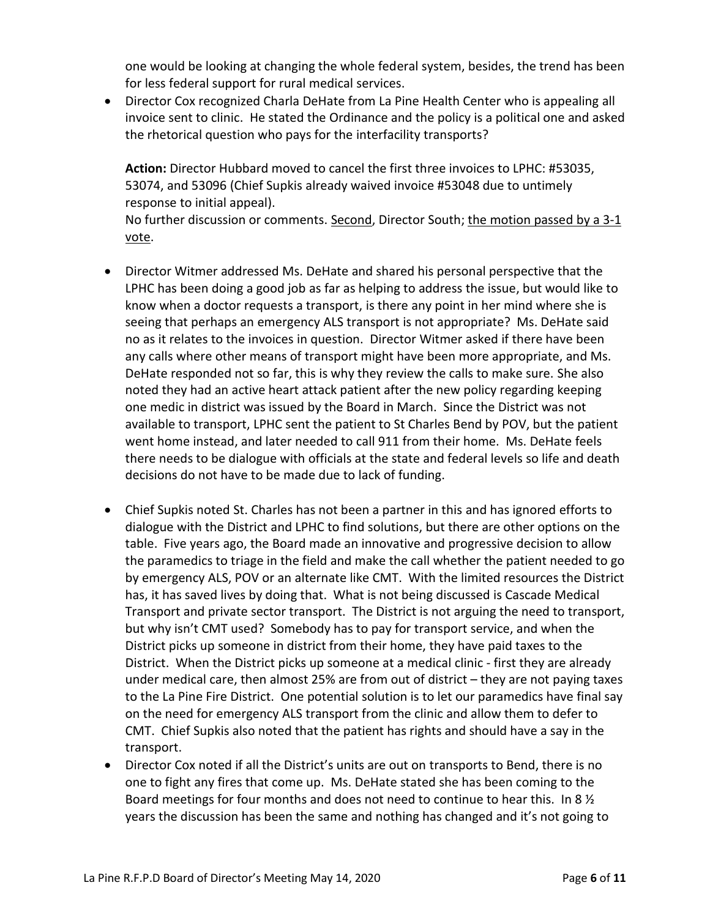one would be looking at changing the whole federal system, besides, the trend has been for less federal support for rural medical services.

- Director Cox recognized Charla DeHate from La Pine Health Center who is appealing all invoice sent to clinic. He stated the Ordinance and the policy is a political one and asked the rhetorical question who pays for the interfacility transports?

  **Action:** Director Hubbard moved to cancel the first three invoices to LPHC: #53035, 53074, and 53096 (Chief Supkis already waived invoice #53048 due to untimely response to initial appeal).
  No further discussion or comments. <u>Second</u>, Director South; <u>the motion passed by a 3-1 vote</u>.

- Director Witmer addressed Ms. DeHate and shared his personal perspective that the LPHC has been doing a good job as far as helping to address the issue, but would like to know when a doctor requests a transport, is there any point in her mind where she is seeing that perhaps an emergency ALS transport is not appropriate? Ms. DeHate said no as it relates to the invoices in question. Director Witmer asked if there have been any calls where other means of transport might have been more appropriate, and Ms. DeHate responded not so far, this is why they review the calls to make sure. She also noted they had an active heart attack patient after the new policy regarding keeping one medic in district was issued by the Board in March. Since the District was not available to transport, LPHC sent the patient to St Charles Bend by POV, but the patient went home instead, and later needed to call 911 from their home. Ms. DeHate feels there needs to be dialogue with officials at the state and federal levels so life and death decisions do not have to be made due to lack of funding.

- Chief Supkis noted St. Charles has not been a partner in this and has ignored efforts to dialogue with the District and LPHC to find solutions, but there are other options on the table. Five years ago, the Board made an innovative and progressive decision to allow the paramedics to triage in the field and make the call whether the patient needed to go by emergency ALS, POV or an alternate like CMT. With the limited resources the District has, it has saved lives by doing that. What is not being discussed is Cascade Medical Transport and private sector transport. The District is not arguing the need to transport, but why isn't CMT used? Somebody has to pay for transport service, and when the District picks up someone in district from their home, they have paid taxes to the District. When the District picks up someone at a medical clinic - first they are already under medical care, then almost 25% are from out of district – they are not paying taxes to the La Pine Fire District. One potential solution is to let our paramedics have final say on the need for emergency ALS transport from the clinic and allow them to defer to CMT. Chief Supkis also noted that the patient has rights and should have a say in the transport.
- Director Cox noted if all the District's units are out on transports to Bend, there is no one to fight any fires that come up. Ms. DeHate stated she has been coming to the Board meetings for four months and does not need to continue to hear this. In 8 ½ years the discussion has been the same and nothing has changed and it's not going to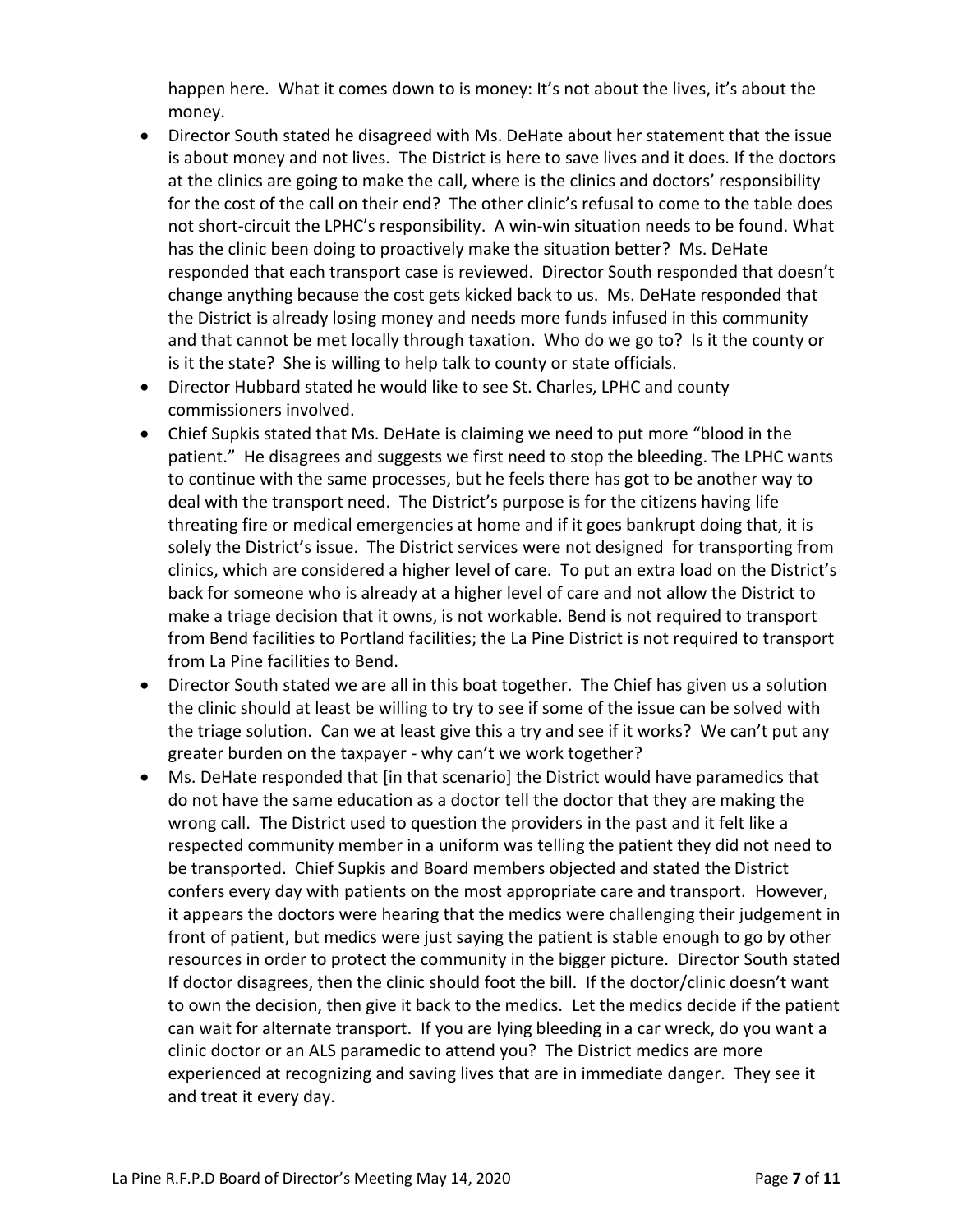happen here. What it comes down to is money: It's not about the lives, it's about the money.

- Director South stated he disagreed with Ms. DeHate about her statement that the issue is about money and not lives. The District is here to save lives and it does. If the doctors at the clinics are going to make the call, where is the clinics and doctors' responsibility for the cost of the call on their end? The other clinic's refusal to come to the table does not short-circuit the LPHC's responsibility. A win-win situation needs to be found. What has the clinic been doing to proactively make the situation better? Ms. DeHate responded that each transport case is reviewed. Director South responded that doesn't change anything because the cost gets kicked back to us. Ms. DeHate responded that the District is already losing money and needs more funds infused in this community and that cannot be met locally through taxation. Who do we go to? Is it the county or is it the state? She is willing to help talk to county or state officials.
- Director Hubbard stated he would like to see St. Charles, LPHC and county commissioners involved.
- Chief Supkis stated that Ms. DeHate is claiming we need to put more "blood in the patient." He disagrees and suggests we first need to stop the bleeding. The LPHC wants to continue with the same processes, but he feels there has got to be another way to deal with the transport need. The District's purpose is for the citizens having life threating fire or medical emergencies at home and if it goes bankrupt doing that, it is solely the District's issue. The District services were not designed for transporting from clinics, which are considered a higher level of care. To put an extra load on the District's back for someone who is already at a higher level of care and not allow the District to make a triage decision that it owns, is not workable. Bend is not required to transport from Bend facilities to Portland facilities; the La Pine District is not required to transport from La Pine facilities to Bend.
- Director South stated we are all in this boat together. The Chief has given us a solution the clinic should at least be willing to try to see if some of the issue can be solved with the triage solution. Can we at least give this a try and see if it works? We can't put any greater burden on the taxpayer - why can't we work together?
- Ms. DeHate responded that [in that scenario] the District would have paramedics that do not have the same education as a doctor tell the doctor that they are making the wrong call. The District used to question the providers in the past and it felt like a respected community member in a uniform was telling the patient they did not need to be transported. Chief Supkis and Board members objected and stated the District confers every day with patients on the most appropriate care and transport. However, it appears the doctors were hearing that the medics were challenging their judgement in front of patient, but medics were just saying the patient is stable enough to go by other resources in order to protect the community in the bigger picture. Director South stated If doctor disagrees, then the clinic should foot the bill. If the doctor/clinic doesn't want to own the decision, then give it back to the medics. Let the medics decide if the patient can wait for alternate transport. If you are lying bleeding in a car wreck, do you want a clinic doctor or an ALS paramedic to attend you? The District medics are more experienced at recognizing and saving lives that are in immediate danger. They see it and treat it every day.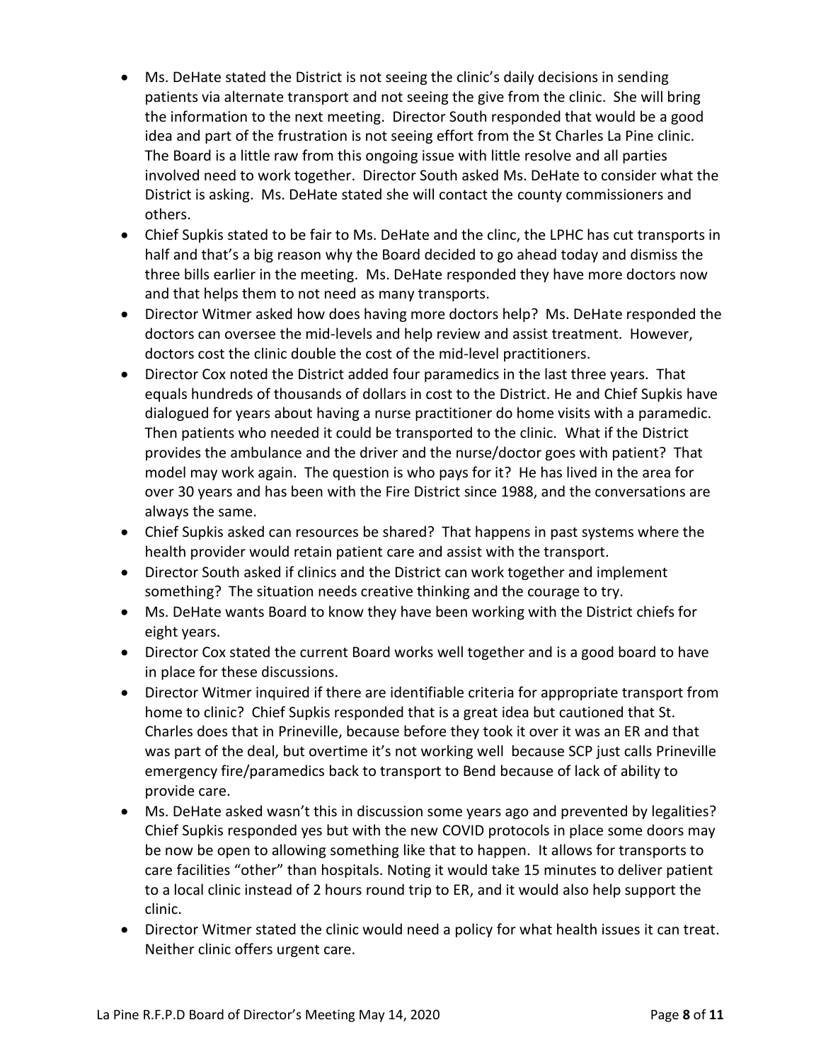- Ms. DeHate stated the District is not seeing the clinic's daily decisions in sending patients via alternate transport and not seeing the give from the clinic. She will bring the information to the next meeting. Director South responded that would be a good idea and part of the frustration is not seeing effort from the St Charles La Pine clinic. The Board is a little raw from this ongoing issue with little resolve and all parties involved need to work together. Director South asked Ms. DeHate to consider what the District is asking. Ms. DeHate stated she will contact the county commissioners and others.
- Chief Supkis stated to be fair to Ms. DeHate and the clinc, the LPHC has cut transports in half and that's a big reason why the Board decided to go ahead today and dismiss the three bills earlier in the meeting. Ms. DeHate responded they have more doctors now and that helps them to not need as many transports.
- Director Witmer asked how does having more doctors help? Ms. DeHate responded the doctors can oversee the mid-levels and help review and assist treatment. However, doctors cost the clinic double the cost of the mid-level practitioners.
- Director Cox noted the District added four paramedics in the last three years. That equals hundreds of thousands of dollars in cost to the District. He and Chief Supkis have dialogued for years about having a nurse practitioner do home visits with a paramedic. Then patients who needed it could be transported to the clinic. What if the District provides the ambulance and the driver and the nurse/doctor goes with patient? That model may work again. The question is who pays for it? He has lived in the area for over 30 years and has been with the Fire District since 1988, and the conversations are always the same.
- Chief Supkis asked can resources be shared? That happens in past systems where the health provider would retain patient care and assist with the transport.
- Director South asked if clinics and the District can work together and implement something? The situation needs creative thinking and the courage to try.
- Ms. DeHate wants Board to know they have been working with the District chiefs for eight years.
- Director Cox stated the current Board works well together and is a good board to have in place for these discussions.
- Director Witmer inquired if there are identifiable criteria for appropriate transport from home to clinic? Chief Supkis responded that is a great idea but cautioned that St. Charles does that in Prineville, because before they took it over it was an ER and that was part of the deal, but overtime it's not working well because SCP just calls Prineville emergency fire/paramedics back to transport to Bend because of lack of ability to provide care.
- Ms. DeHate asked wasn't this in discussion some years ago and prevented by legalities? Chief Supkis responded yes but with the new COVID protocols in place some doors may be now be open to allowing something like that to happen. It allows for transports to care facilities "other" than hospitals. Noting it would take 15 minutes to deliver patient to a local clinic instead of 2 hours round trip to ER, and it would also help support the clinic.
- Director Witmer stated the clinic would need a policy for what health issues it can treat. Neither clinic offers urgent care.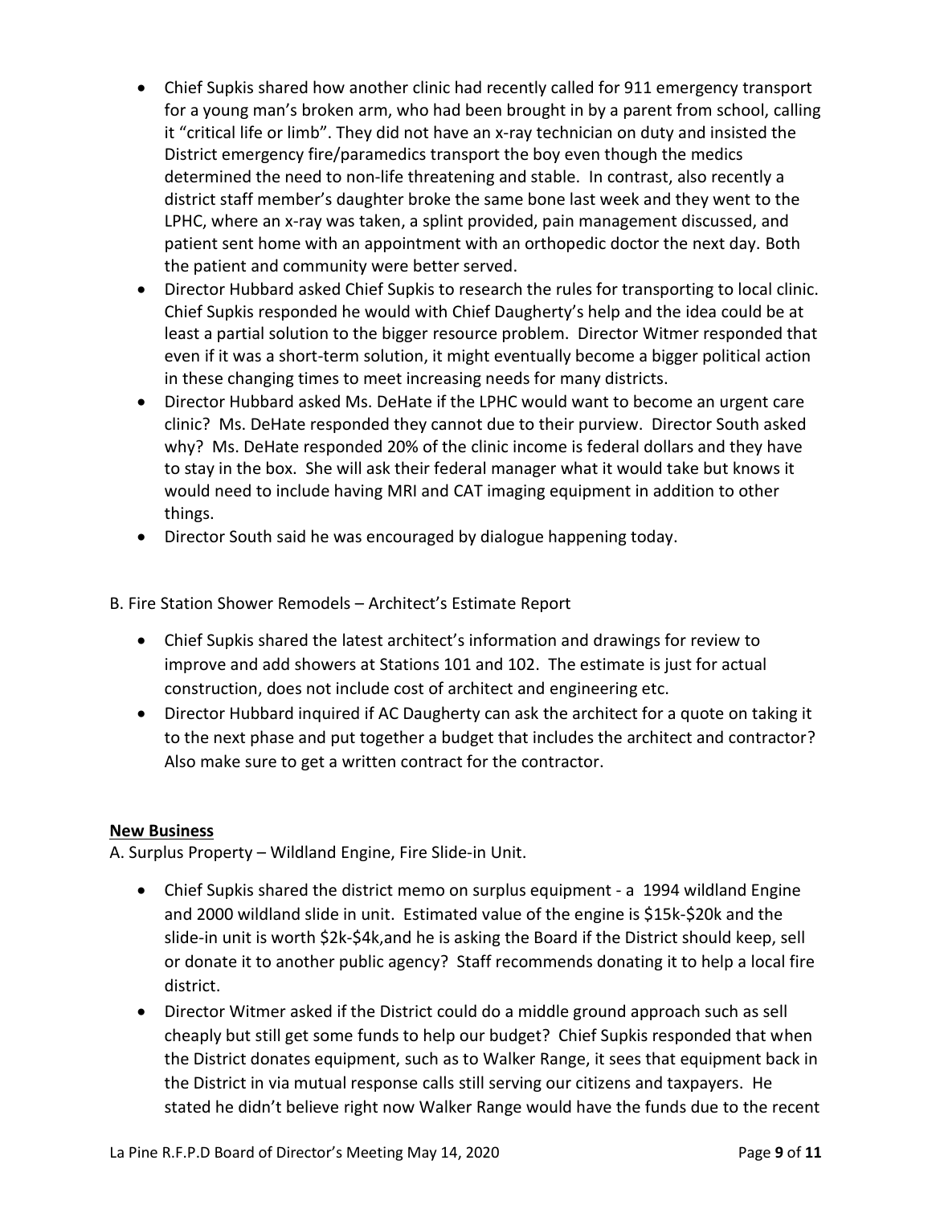- Chief Supkis shared how another clinic had recently called for 911 emergency transport for a young man's broken arm, who had been brought in by a parent from school, calling it "critical life or limb". They did not have an x-ray technician on duty and insisted the District emergency fire/paramedics transport the boy even though the medics determined the need to non-life threatening and stable. In contrast, also recently a district staff member's daughter broke the same bone last week and they went to the LPHC, where an x-ray was taken, a splint provided, pain management discussed, and patient sent home with an appointment with an orthopedic doctor the next day. Both the patient and community were better served.
- Director Hubbard asked Chief Supkis to research the rules for transporting to local clinic. Chief Supkis responded he would with Chief Daugherty's help and the idea could be at least a partial solution to the bigger resource problem. Director Witmer responded that even if it was a short-term solution, it might eventually become a bigger political action in these changing times to meet increasing needs for many districts.
- Director Hubbard asked Ms. DeHate if the LPHC would want to become an urgent care clinic? Ms. DeHate responded they cannot due to their purview. Director South asked why? Ms. DeHate responded 20% of the clinic income is federal dollars and they have to stay in the box. She will ask their federal manager what it would take but knows it would need to include having MRI and CAT imaging equipment in addition to other things.
- Director South said he was encouraged by dialogue happening today.

B. Fire Station Shower Remodels – Architect's Estimate Report

- Chief Supkis shared the latest architect's information and drawings for review to improve and add showers at Stations 101 and 102. The estimate is just for actual construction, does not include cost of architect and engineering etc.
- Director Hubbard inquired if AC Daugherty can ask the architect for a quote on taking it to the next phase and put together a budget that includes the architect and contractor? Also make sure to get a written contract for the contractor.

**New Business**

A. Surplus Property – Wildland Engine, Fire Slide-in Unit.

- Chief Supkis shared the district memo on surplus equipment - a 1994 wildland Engine and 2000 wildland slide in unit. Estimated value of the engine is $15k-$20k and the slide-in unit is worth $2k-$4k,and he is asking the Board if the District should keep, sell or donate it to another public agency? Staff recommends donating it to help a local fire district.
- Director Witmer asked if the District could do a middle ground approach such as sell cheaply but still get some funds to help our budget? Chief Supkis responded that when the District donates equipment, such as to Walker Range, it sees that equipment back in the District in via mutual response calls still serving our citizens and taxpayers. He stated he didn't believe right now Walker Range would have the funds due to the recent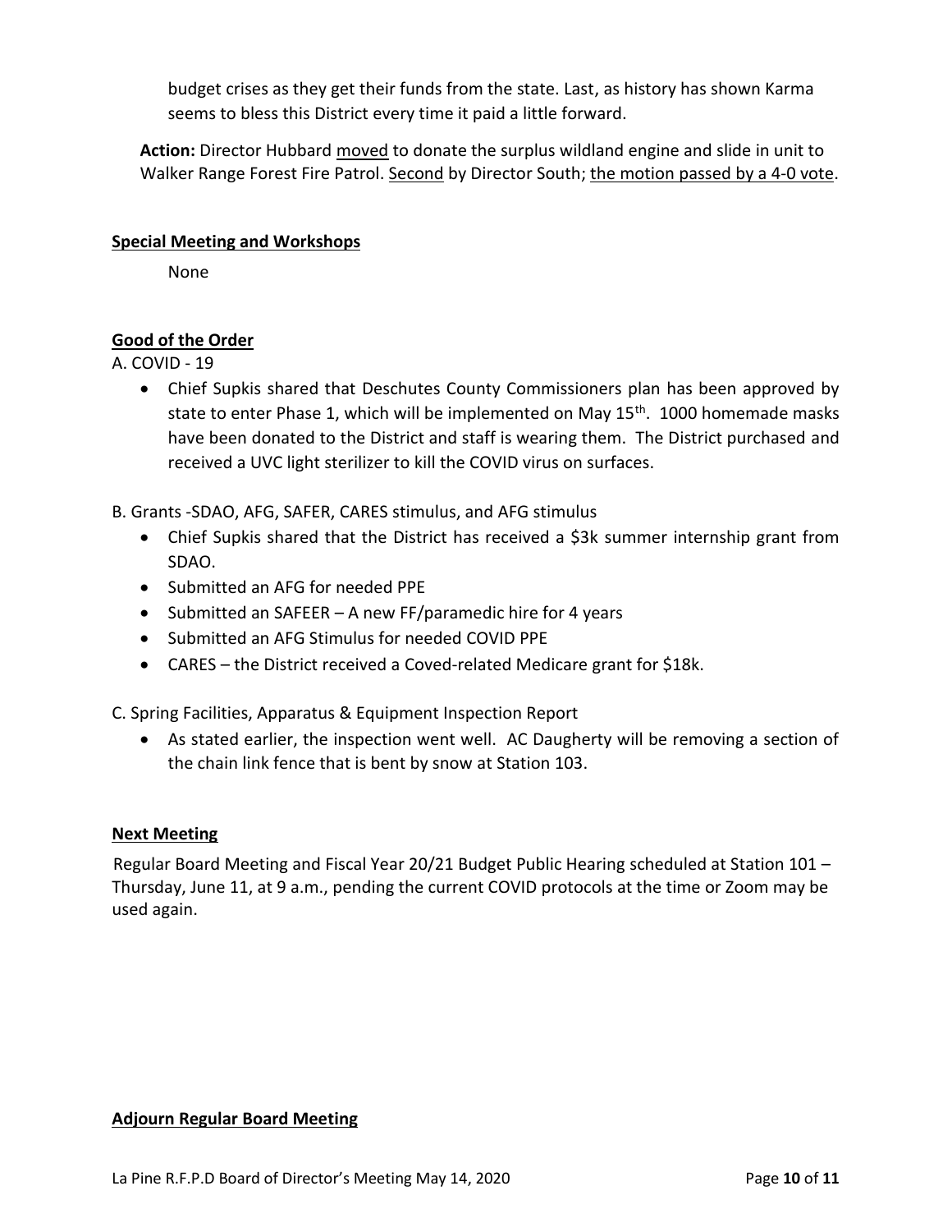budget crises as they get their funds from the state. Last, as history has shown Karma seems to bless this District every time it paid a little forward.

**Action:** Director Hubbard moved to donate the surplus wildland engine and slide in unit to Walker Range Forest Fire Patrol. Second by Director South; the motion passed by a 4-0 vote.

**Special Meeting and Workshops**

None

**Good of the Order**

A. COVID - 19

- Chief Supkis shared that Deschutes County Commissioners plan has been approved by state to enter Phase 1, which will be implemented on May 15th. 1000 homemade masks have been donated to the District and staff is wearing them. The District purchased and received a UVC light sterilizer to kill the COVID virus on surfaces.

B. Grants -SDAO, AFG, SAFER, CARES stimulus, and AFG stimulus

- Chief Supkis shared that the District has received a $3k summer internship grant from SDAO.
- Submitted an AFG for needed PPE
- Submitted an SAFEER – A new FF/paramedic hire for 4 years
- Submitted an AFG Stimulus for needed COVID PPE
- CARES – the District received a Coved-related Medicare grant for $18k.

C. Spring Facilities, Apparatus & Equipment Inspection Report

- As stated earlier, the inspection went well. AC Daugherty will be removing a section of the chain link fence that is bent by snow at Station 103.

**Next Meeting**

Regular Board Meeting and Fiscal Year 20/21 Budget Public Hearing scheduled at Station 101 – Thursday, June 11, at 9 a.m., pending the current COVID protocols at the time or Zoom may be used again.

**Adjourn Regular Board Meeting**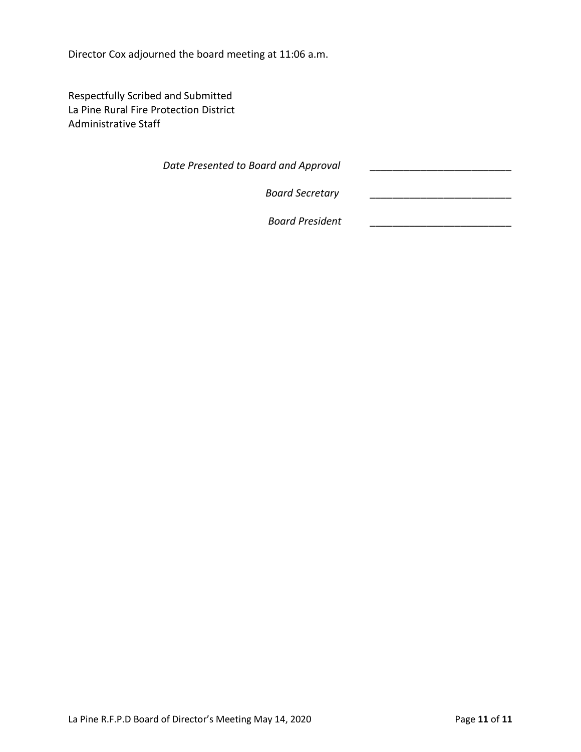Director Cox adjourned the board meeting at 11:06 a.m.

Respectfully Scribed and Submitted
La Pine Rural Fire Protection District
Administrative Staff

*Date Presented to Board and Approval* _________________________

*Board Secretary* _________________________

*Board President* _________________________